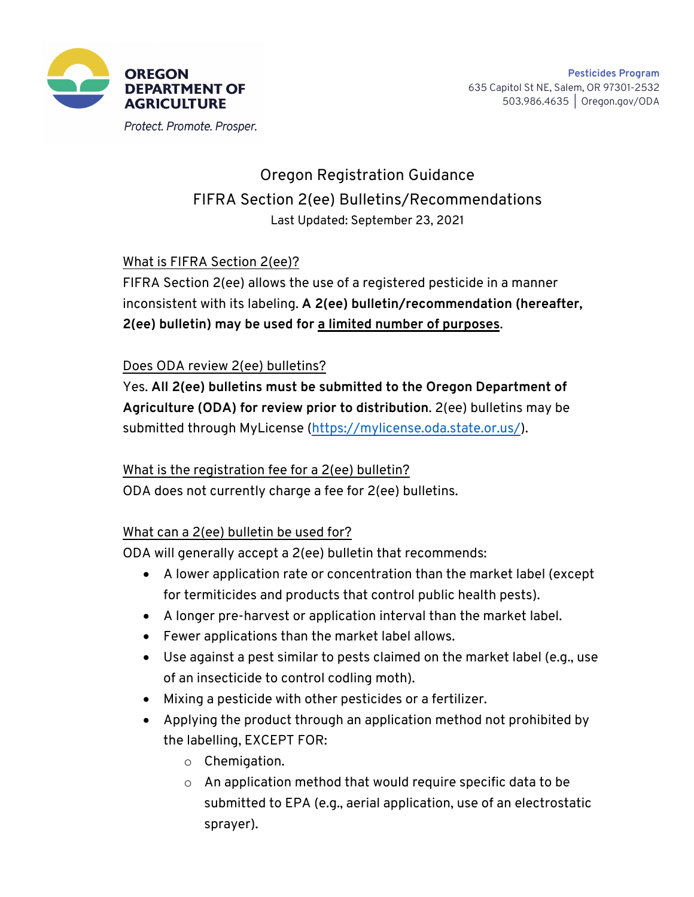**OREGON DEPARTMENT OF AGRICULTURE**

*Protect. Promote. Prosper.*

**Pesticides Program**
635 Capitol St NE, Salem, OR 97301-2532
503.986.4635 | Oregon.gov/ODA

# Oregon Registration Guidance
## FIFRA Section 2(ee) Bulletins/Recommendations

Last Updated: September 23, 2021

<u>What is FIFRA Section 2(ee)?</u>

FIFRA Section 2(ee) allows the use of a registered pesticide in a manner inconsistent with its labeling. **A 2(ee) bulletin/recommendation (hereafter, 2(ee) bulletin) may be used for <u>a limited number of purposes</u>.**

<u>Does ODA review 2(ee) bulletins?</u>

Yes. **All 2(ee) bulletins must be submitted to the Oregon Department of Agriculture (ODA) for review prior to distribution.** 2(ee) bulletins may be submitted through MyLicense (https://mylicense.oda.state.or.us/).

<u>What is the registration fee for a 2(ee) bulletin?</u>

ODA does not currently charge a fee for 2(ee) bulletins.

<u>What can a 2(ee) bulletin be used for?</u>

ODA will generally accept a 2(ee) bulletin that recommends:

- A lower application rate or concentration than the market label (except for termiticides and products that control public health pests).
- A longer pre-harvest or application interval than the market label.
- Fewer applications than the market label allows.
- Use against a pest similar to pests claimed on the market label (e.g., use of an insecticide to control codling moth).
- Mixing a pesticide with other pesticides or a fertilizer.
- Applying the product through an application method not prohibited by the labelling, EXCEPT FOR:
  - Chemigation.
  - An application method that would require specific data to be submitted to EPA (e.g., aerial application, use of an electrostatic sprayer).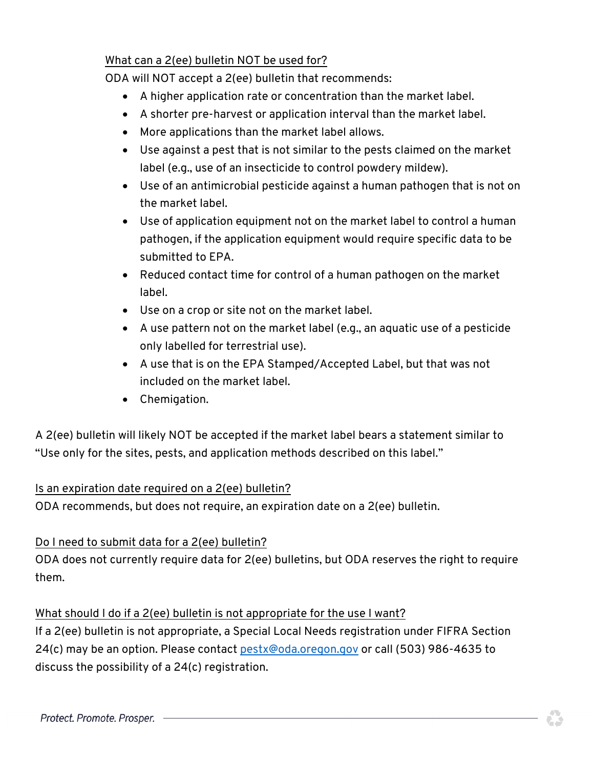What can a 2(ee) bulletin NOT be used for?

ODA will NOT accept a 2(ee) bulletin that recommends:

- A higher application rate or concentration than the market label.
- A shorter pre-harvest or application interval than the market label.
- More applications than the market label allows.
- Use against a pest that is not similar to the pests claimed on the market label (e.g., use of an insecticide to control powdery mildew).
- Use of an antimicrobial pesticide against a human pathogen that is not on the market label.
- Use of application equipment not on the market label to control a human pathogen, if the application equipment would require specific data to be submitted to EPA.
- Reduced contact time for control of a human pathogen on the market label.
- Use on a crop or site not on the market label.
- A use pattern not on the market label (e.g., an aquatic use of a pesticide only labelled for terrestrial use).
- A use that is on the EPA Stamped/Accepted Label, but that was not included on the market label.
- Chemigation.

A 2(ee) bulletin will likely NOT be accepted if the market label bears a statement similar to "Use only for the sites, pests, and application methods described on this label."

Is an expiration date required on a 2(ee) bulletin?

ODA recommends, but does not require, an expiration date on a 2(ee) bulletin.

Do I need to submit data for a 2(ee) bulletin?

ODA does not currently require data for 2(ee) bulletins, but ODA reserves the right to require them.

What should I do if a 2(ee) bulletin is not appropriate for the use I want?

If a 2(ee) bulletin is not appropriate, a Special Local Needs registration under FIFRA Section 24(c) may be an option. Please contact pestx@oda.oregon.gov or call (503) 986-4635 to discuss the possibility of a 24(c) registration.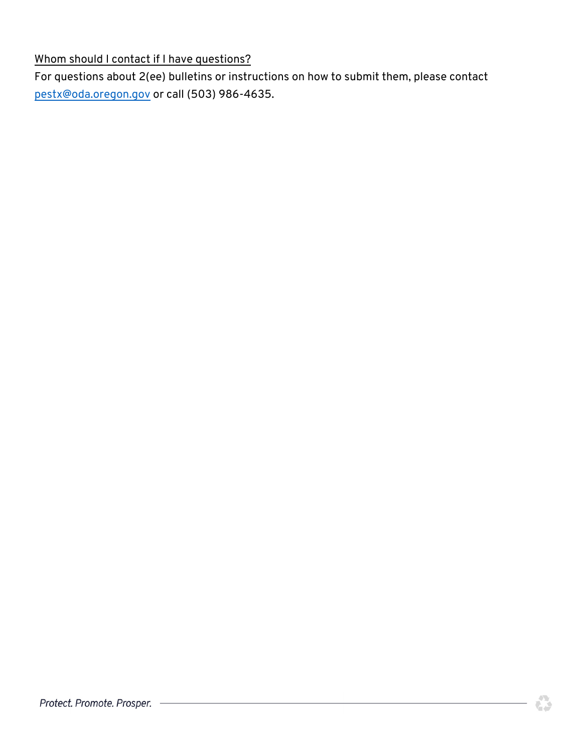Whom should I contact if I have questions?

For questions about 2(ee) bulletins or instructions on how to submit them, please contact [pestx@oda.oregon.gov](mailto:pestx@oda.oregon.gov) or call (503) 986-4635.